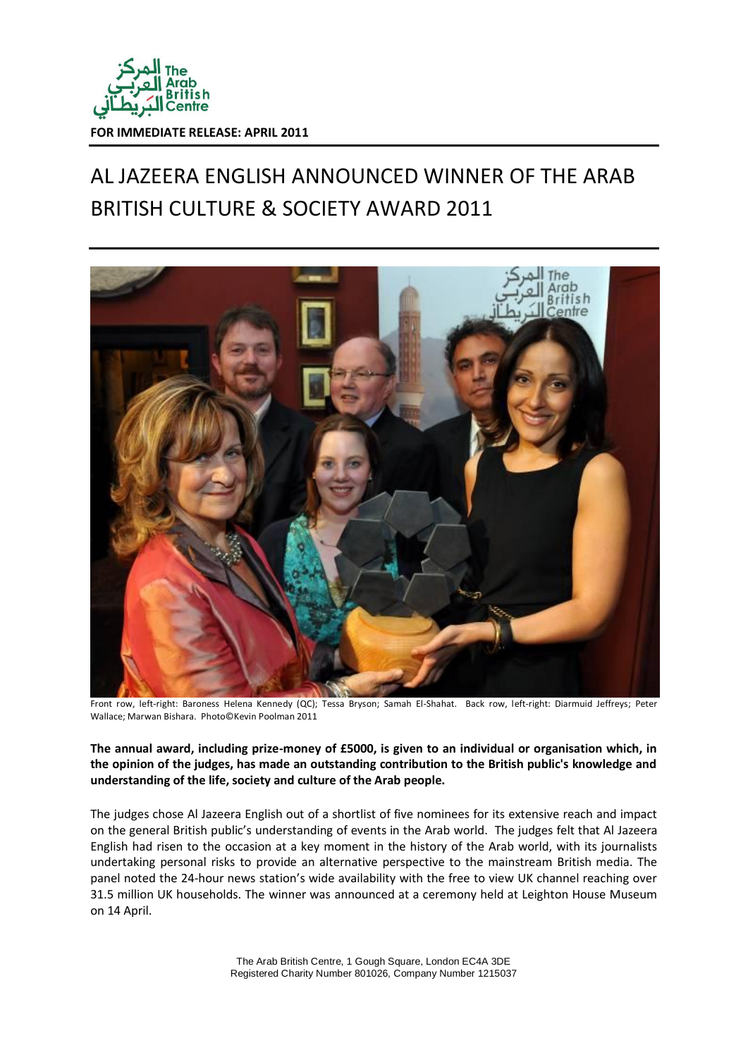FOR IMMEDIATE RELEASE: APRIL 2011

# AL JAZEERA ENGLISH ANNOUNCED WINNER OF THE ARAB BRITISH CULTURE & SOCIETY AWARD 2011

Front row, left-right: Baroness Helena Kennedy (QC); Tessa Bryson; Samah El-Shahat. Back row, left-right: Diarmuid Jeffreys; Peter Wallace; Marwan Bishara. Photo©Kevin Poolman 2011

**The annual award, including prize-money of £5000, is given to an individual or organisation which, in the opinion of the judges, has made an outstanding contribution to the British public's knowledge and understanding of the life, society and culture of the Arab people.**

The judges chose Al Jazeera English out of a shortlist of five nominees for its extensive reach and impact on the general British public's understanding of events in the Arab world. The judges felt that Al Jazeera English had risen to the occasion at a key moment in the history of the Arab world, with its journalists undertaking personal risks to provide an alternative perspective to the mainstream British media. The panel noted the 24-hour news station's wide availability with the free to view UK channel reaching over 31.5 million UK households. The winner was announced at a ceremony held at Leighton House Museum on 14 April.

The Arab British Centre, 1 Gough Square, London EC4A 3DE
Registered Charity Number 801026, Company Number 1215037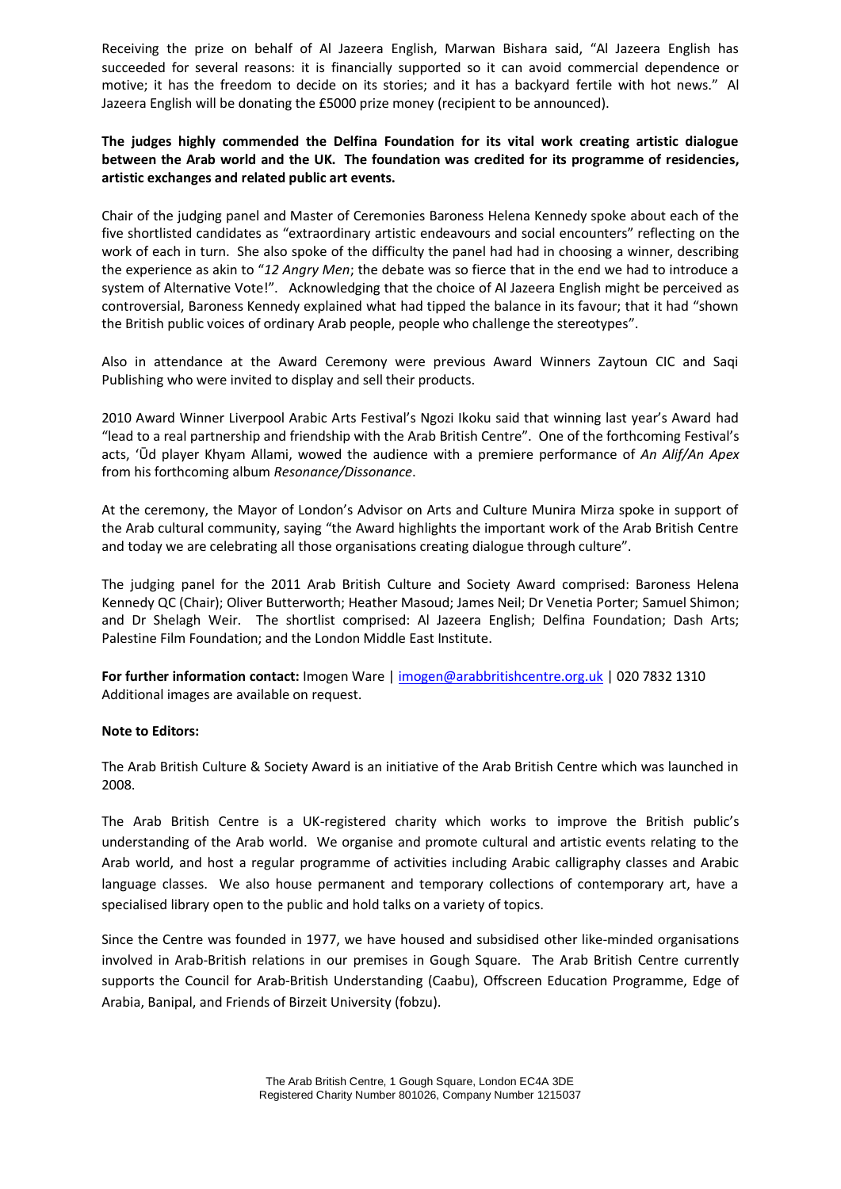Receiving the prize on behalf of Al Jazeera English, Marwan Bishara said, "Al Jazeera English has succeeded for several reasons: it is financially supported so it can avoid commercial dependence or motive; it has the freedom to decide on its stories; and it has a backyard fertile with hot news." Al Jazeera English will be donating the £5000 prize money (recipient to be announced).

**The judges highly commended the Delfina Foundation for its vital work creating artistic dialogue between the Arab world and the UK. The foundation was credited for its programme of residencies, artistic exchanges and related public art events.**

Chair of the judging panel and Master of Ceremonies Baroness Helena Kennedy spoke about each of the five shortlisted candidates as "extraordinary artistic endeavours and social encounters" reflecting on the work of each in turn. She also spoke of the difficulty the panel had had in choosing a winner, describing the experience as akin to "*12 Angry Men*; the debate was so fierce that in the end we had to introduce a system of Alternative Vote!". Acknowledging that the choice of Al Jazeera English might be perceived as controversial, Baroness Kennedy explained what had tipped the balance in its favour; that it had "shown the British public voices of ordinary Arab people, people who challenge the stereotypes".

Also in attendance at the Award Ceremony were previous Award Winners Zaytoun CIC and Saqi Publishing who were invited to display and sell their products.

2010 Award Winner Liverpool Arabic Arts Festival's Ngozi Ikoku said that winning last year's Award had "lead to a real partnership and friendship with the Arab British Centre". One of the forthcoming Festival's acts, 'Ūd player Khyam Allami, wowed the audience with a premiere performance of *An Alif/An Apex* from his forthcoming album *Resonance/Dissonance*.

At the ceremony, the Mayor of London's Advisor on Arts and Culture Munira Mirza spoke in support of the Arab cultural community, saying "the Award highlights the important work of the Arab British Centre and today we are celebrating all those organisations creating dialogue through culture".

The judging panel for the 2011 Arab British Culture and Society Award comprised: Baroness Helena Kennedy QC (Chair); Oliver Butterworth; Heather Masoud; James Neil; Dr Venetia Porter; Samuel Shimon; and Dr Shelagh Weir. The shortlist comprised: Al Jazeera English; Delfina Foundation; Dash Arts; Palestine Film Foundation; and the London Middle East Institute.

**For further information contact:** Imogen Ware | imogen@arabbritishcentre.org.uk | 020 7832 1310
Additional images are available on request.

**Note to Editors:**

The Arab British Culture & Society Award is an initiative of the Arab British Centre which was launched in 2008.

The Arab British Centre is a UK-registered charity which works to improve the British public's understanding of the Arab world. We organise and promote cultural and artistic events relating to the Arab world, and host a regular programme of activities including Arabic calligraphy classes and Arabic language classes. We also house permanent and temporary collections of contemporary art, have a specialised library open to the public and hold talks on a variety of topics.

Since the Centre was founded in 1977, we have housed and subsidised other like-minded organisations involved in Arab-British relations in our premises in Gough Square. The Arab British Centre currently supports the Council for Arab-British Understanding (Caabu), Offscreen Education Programme, Edge of Arabia, Banipal, and Friends of Birzeit University (fobzu).

The Arab British Centre, 1 Gough Square, London EC4A 3DE
Registered Charity Number 801026, Company Number 1215037